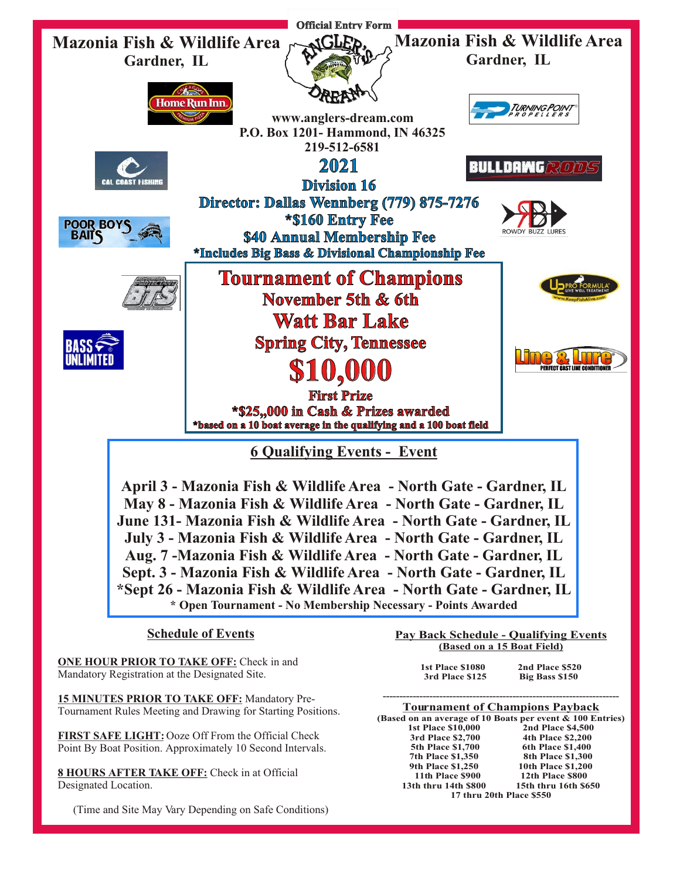Official Entry Form

# Mazonia Fish & Wildlife Area
## Gardner, IL

www.anglers-dream.com
P.O. Box 1201- Hammond, IN 46325
219-512-6581

## 2021
### Division 16

**Director: Dallas Wennberg (779) 875-7276**
***$160 Entry Fee**
**$40 Annual Membership Fee**
***Includes Big Bass & Divisional Championship Fee**

## Tournament of Champions
**November 5th & 6th**
**Watt Bar Lake**
**Spring City, Tennessee**
## $10,000
**First Prize**
***$25,,000 in Cash & Prizes awarded**
***based on a 10 boat average in the qualifying and a 100 boat field**

## 6 Qualifying Events - Event

**April 3 - Mazonia Fish & Wildlife Area - North Gate - Gardner, IL**
**May 8 - Mazonia Fish & Wildlife Area - North Gate - Gardner, IL**
**June 131- Mazonia Fish & Wildlife Area - North Gate - Gardner, IL**
**July 3 - Mazonia Fish & Wildlife Area - North Gate - Gardner, IL**
**Aug. 7 -Mazonia Fish & Wildlife Area - North Gate - Gardner, IL**
**Sept. 3 - Mazonia Fish & Wildlife Area - North Gate - Gardner, IL**
***Sept 26 - Mazonia Fish & Wildlife Area - North Gate - Gardner, IL**
*** Open Tournament - No Membership Necessary - Points Awarded**

## Schedule of Events

**ONE HOUR PRIOR TO TAKE OFF:** Check in and Mandatory Registration at the Designated Site.

**15 MINUTES PRIOR TO TAKE OFF:** Mandatory Pre-Tournament Rules Meeting and Drawing for Starting Positions.

**FIRST SAFE LIGHT:** Ooze Off From the Official Check Point By Boat Position. Approximately 10 Second Intervals.

**8 HOURS AFTER TAKE OFF:** Check in at Official Designated Location.

(Time and Site May Vary Depending on Safe Conditions)

## Pay Back Schedule - Qualifying Events
**(Based on a 15 Boat Field)**

| | |
|---|---|
| 1st Place $1080 | 2nd Place $520 |
| 3rd Place $125 | Big Bass $150 |

## Tournament of Champions Payback
**(Based on an average of 10 Boats per event & 100 Entries)**

| | |
|---|---|
| 1st Place $10,000 | 2nd Place $4,500 |
| 3rd Place $2,700 | 4th Place $2,200 |
| 5th Place $1,700 | 6th Place $1,400 |
| 7th Place $1,350 | 8th Place $1,300 |
| 9th Place $1,250 | 10th Place $1,200 |
| 11th Place $900 | 12th Place $800 |
| 13th thru 14th $800 | 15th thru 16th $650 |
| 17 thru 20th Place $550 | |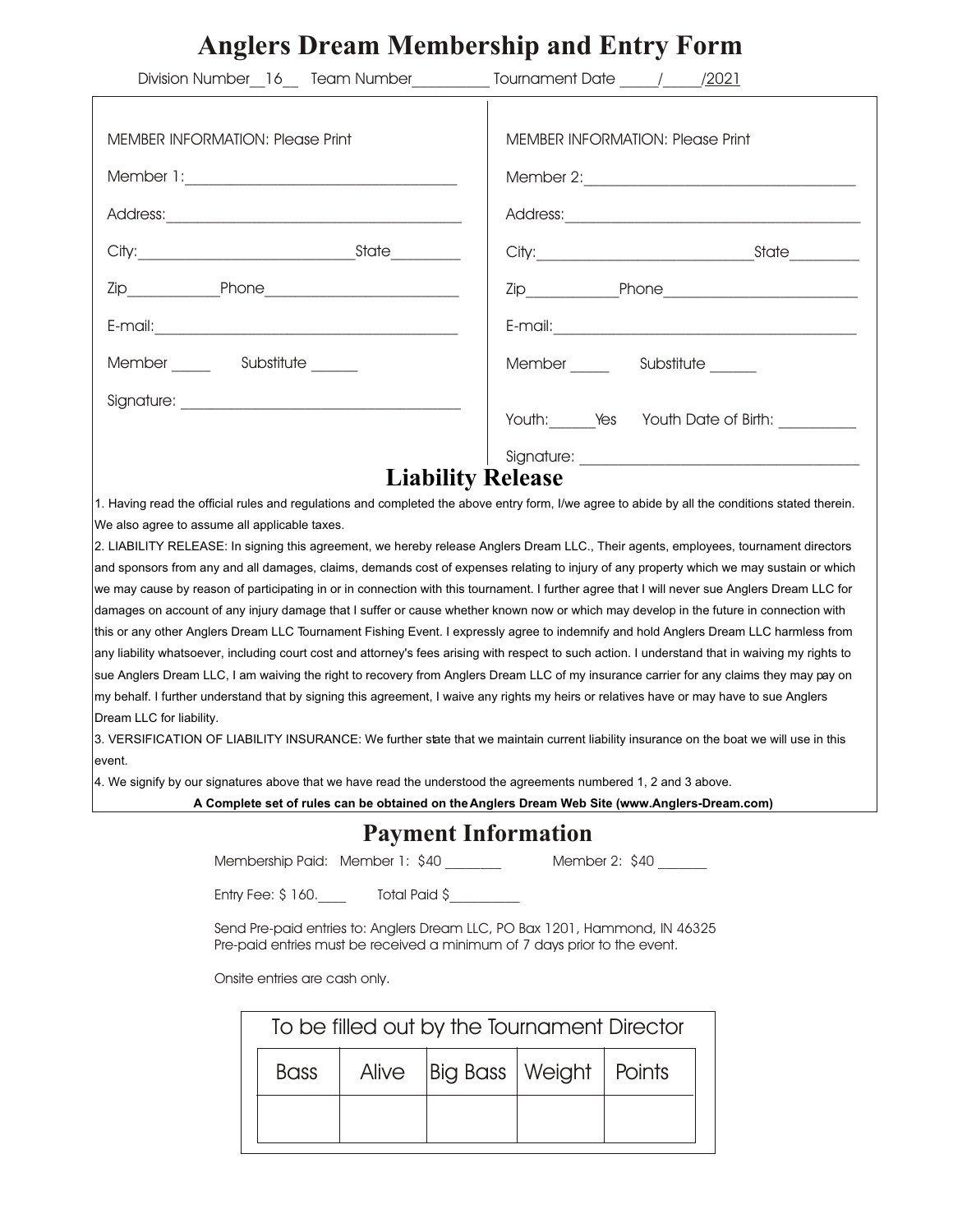# Anglers Dream Membership and Entry Form

Division Number\_\_16\_\_ Team Number\_\_\_\_\_\_\_\_\_ Tournament Date \_\_\_\_\_/\_\_\_\_\_/2021

MEMBER INFORMATION: Please Print

Member 1:\_\_\_\_\_\_\_\_\_\_\_\_\_\_\_\_\_\_\_\_\_\_\_\_\_\_\_\_\_\_\_\_

Address:\_\_\_\_\_\_\_\_\_\_\_\_\_\_\_\_\_\_\_\_\_\_\_\_\_\_\_\_\_\_\_\_\_\_\_

City:\_\_\_\_\_\_\_\_\_\_\_\_\_\_\_\_\_\_\_\_\_\_\_\_State\_\_\_\_\_\_\_\_

Zip\_\_\_\_\_\_\_\_\_\_\_Phone\_\_\_\_\_\_\_\_\_\_\_\_\_\_\_\_\_\_\_\_\_\_

E-mail:\_\_\_\_\_\_\_\_\_\_\_\_\_\_\_\_\_\_\_\_\_\_\_\_\_\_\_\_\_\_\_\_\_\_\_

Member \_\_\_\_\_ Substitute \_\_\_\_\_\_

Signature: \_\_\_\_\_\_\_\_\_\_\_\_\_\_\_\_\_\_\_\_\_\_\_\_\_\_\_\_\_\_\_\_

MEMBER INFORMATION: Please Print

Member 2:\_\_\_\_\_\_\_\_\_\_\_\_\_\_\_\_\_\_\_\_\_\_\_\_\_\_\_\_\_\_\_\_

Address:\_\_\_\_\_\_\_\_\_\_\_\_\_\_\_\_\_\_\_\_\_\_\_\_\_\_\_\_\_\_\_\_\_\_\_

City:\_\_\_\_\_\_\_\_\_\_\_\_\_\_\_\_\_\_\_\_\_\_\_\_State\_\_\_\_\_\_\_\_

Zip\_\_\_\_\_\_\_\_\_\_\_Phone\_\_\_\_\_\_\_\_\_\_\_\_\_\_\_\_\_\_\_\_\_\_

E-mail:\_\_\_\_\_\_\_\_\_\_\_\_\_\_\_\_\_\_\_\_\_\_\_\_\_\_\_\_\_\_\_\_\_\_\_

Member \_\_\_\_\_ Substitute \_\_\_\_\_\_

Youth:\_\_\_\_\_\_Yes Youth Date of Birth: \_\_\_\_\_\_\_\_\_\_

Signature: \_\_\_\_\_\_\_\_\_\_\_\_\_\_\_\_\_\_\_\_\_\_\_\_\_\_\_\_\_\_\_\_

## Liability Release

1. Having read the official rules and regulations and completed the above entry form, I/we agree to abide by all the conditions stated therein. We also agree to assume all applicable taxes.
2. LIABILITY RELEASE: In signing this agreement, we hereby release Anglers Dream LLC., Their agents, employees, tournament directors and sponsors from any and all damages, claims, demands cost of expenses relating to injury of any property which we may sustain or which we may cause by reason of participating in or in connection with this tournament. I further agree that I will never sue Anglers Dream LLC for damages on account of any injury damage that I suffer or cause whether known now or which may develop in the future in connection with this or any other Anglers Dream LLC Tournament Fishing Event. I expressly agree to indemnify and hold Anglers Dream LLC harmless from any liability whatsoever, including court cost and attorney's fees arising with respect to such action. I understand that in waiving my rights to sue Anglers Dream LLC, I am waiving the right to recovery from Anglers Dream LLC of my insurance carrier for any claims they may pay on my behalf. I further understand that by signing this agreement, I waive any rights my heirs or relatives have or may have to sue Anglers Dream LLC for liability.
3. VERSIFICATION OF LIABILITY INSURANCE: We further state that we maintain current liability insurance on the boat we will use in this event.
4. We signify by our signatures above that we have read the understood the agreements numbered 1, 2 and 3 above.

**A Complete set of rules can be obtained on the Anglers Dream Web Site (www.Anglers-Dream.com)**

## Payment Information

Membership Paid: Member 1: $40 \_\_\_\_\_\_\_\_ Member 2: $40 \_\_\_\_\_\_\_

Entry Fee: $ 160.\_\_\_\_ Total Paid $\_\_\_\_\_\_\_\_\_\_

Send Pre-paid entries to: Anglers Dream LLC, PO Bax 1201, Hammond, IN 46325
Pre-paid entries must be received a minimum of 7 days prior to the event.

Onsite entries are cash only.

To be filled out by the Tournament Director

| Bass | Alive | Big Bass | Weight | Points |
| --- | --- | --- | --- | --- |
| | | | | |